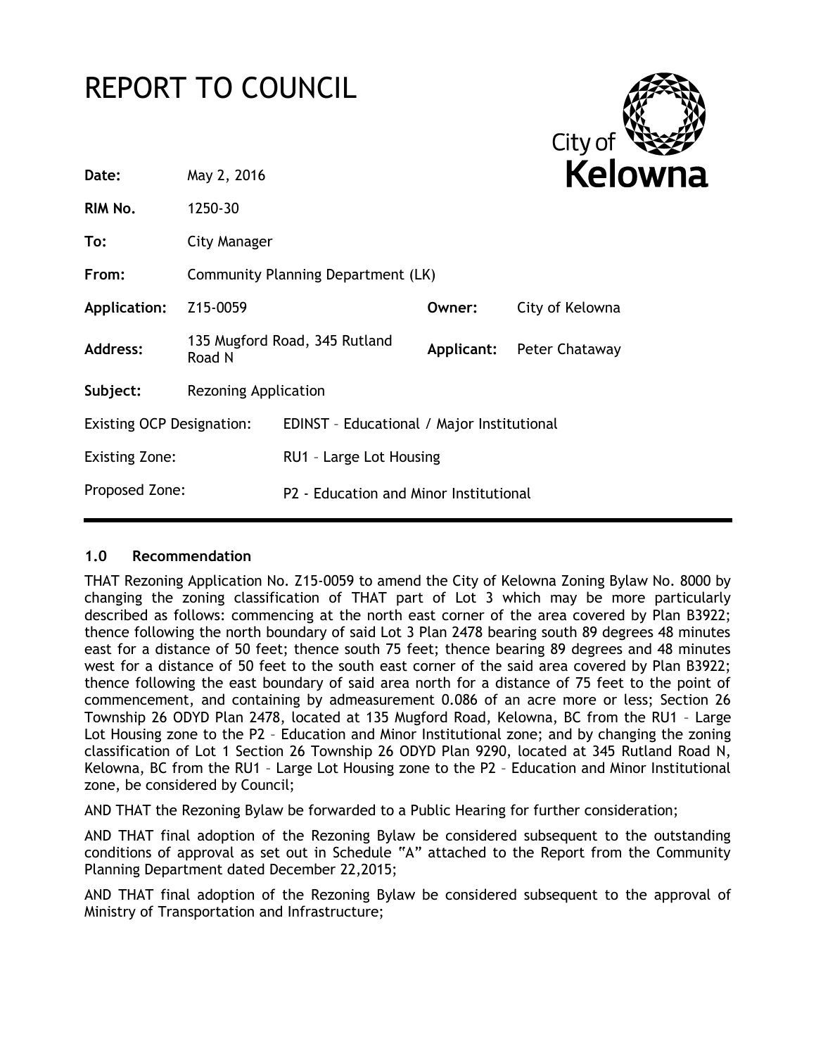# REPORT TO COUNCIL

| | | | |
|---|---|---|---|
| **Date:** | May 2, 2016 | | |
| **RIM No.** | 1250-30 | | |
| **To:** | City Manager | | |
| **From:** | Community Planning Department (LK) | | |
| **Application:** | Z15-0059 | **Owner:** | City of Kelowna |
| **Address:** | 135 Mugford Road, 345 Rutland Road N | **Applicant:** | Peter Chataway |
| **Subject:** | Rezoning Application | | |

| | |
|---|---|
| Existing OCP Designation: | EDINST – Educational / Major Institutional |
| Existing Zone: | RU1 – Large Lot Housing |
| Proposed Zone: | P2 - Education and Minor Institutional |

## 1.0 Recommendation

THAT Rezoning Application No. Z15-0059 to amend the City of Kelowna Zoning Bylaw No. 8000 by changing the zoning classification of THAT part of Lot 3 which may be more particularly described as follows: commencing at the north east corner of the area covered by Plan B3922; thence following the north boundary of said Lot 3 Plan 2478 bearing south 89 degrees 48 minutes east for a distance of 50 feet; thence south 75 feet; thence bearing 89 degrees and 48 minutes west for a distance of 50 feet to the south east corner of the said area covered by Plan B3922; thence following the east boundary of said area north for a distance of 75 feet to the point of commencement, and containing by admeasurement 0.086 of an acre more or less; Section 26 Township 26 ODYD Plan 2478, located at 135 Mugford Road, Kelowna, BC from the RU1 – Large Lot Housing zone to the P2 – Education and Minor Institutional zone; and by changing the zoning classification of Lot 1 Section 26 Township 26 ODYD Plan 9290, located at 345 Rutland Road N, Kelowna, BC from the RU1 – Large Lot Housing zone to the P2 – Education and Minor Institutional zone, be considered by Council;

AND THAT the Rezoning Bylaw be forwarded to a Public Hearing for further consideration;

AND THAT final adoption of the Rezoning Bylaw be considered subsequent to the outstanding conditions of approval as set out in Schedule "A" attached to the Report from the Community Planning Department dated December 22,2015;

AND THAT final adoption of the Rezoning Bylaw be considered subsequent to the approval of Ministry of Transportation and Infrastructure;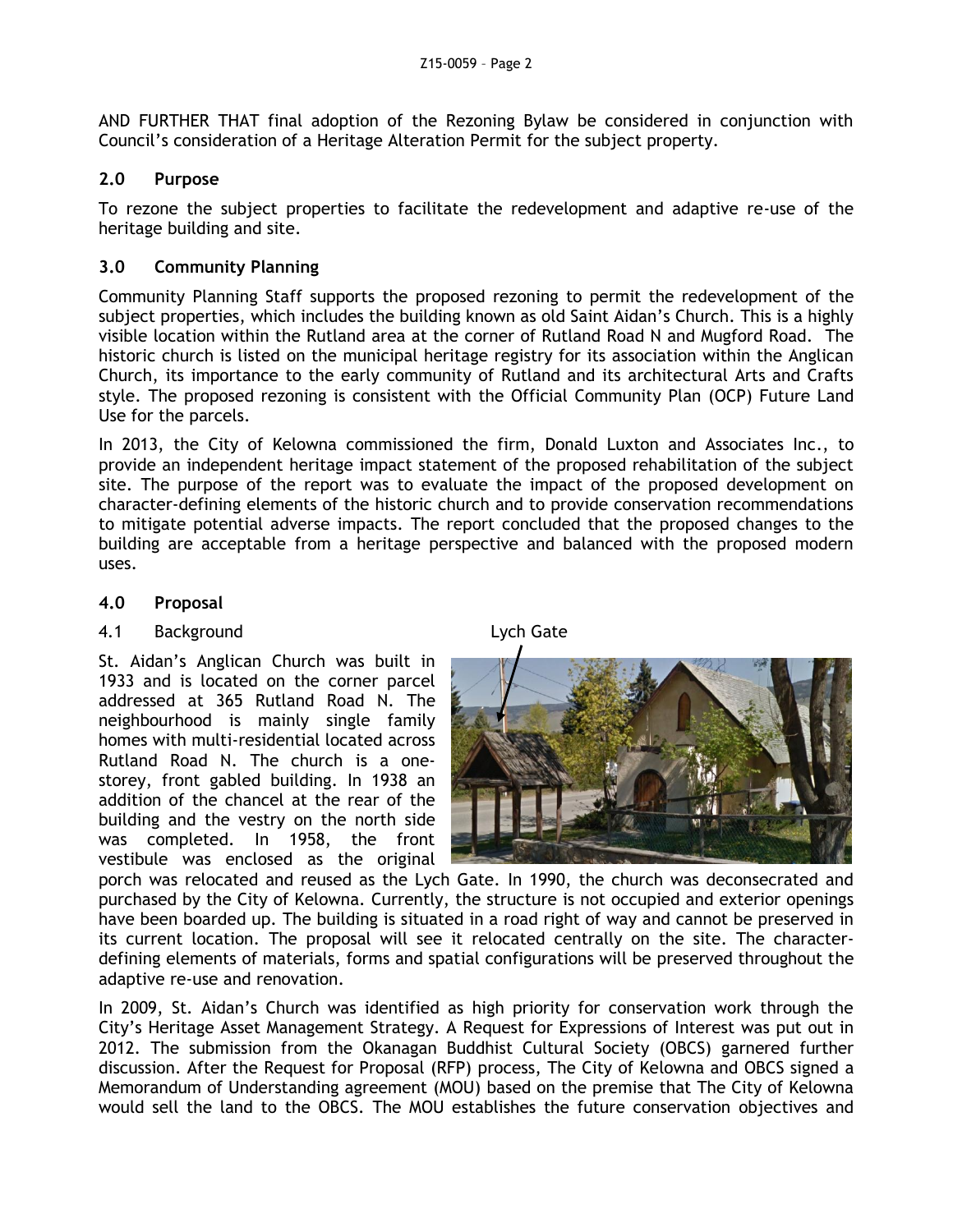AND FURTHER THAT final adoption of the Rezoning Bylaw be considered in conjunction with Council's consideration of a Heritage Alteration Permit for the subject property.

## 2.0 Purpose

To rezone the subject properties to facilitate the redevelopment and adaptive re-use of the heritage building and site.

## 3.0 Community Planning

Community Planning Staff supports the proposed rezoning to permit the redevelopment of the subject properties, which includes the building known as old Saint Aidan's Church. This is a highly visible location within the Rutland area at the corner of Rutland Road N and Mugford Road. The historic church is listed on the municipal heritage registry for its association within the Anglican Church, its importance to the early community of Rutland and its architectural Arts and Crafts style. The proposed rezoning is consistent with the Official Community Plan (OCP) Future Land Use for the parcels.

In 2013, the City of Kelowna commissioned the firm, Donald Luxton and Associates Inc., to provide an independent heritage impact statement of the proposed rehabilitation of the subject site. The purpose of the report was to evaluate the impact of the proposed development on character-defining elements of the historic church and to provide conservation recommendations to mitigate potential adverse impacts. The report concluded that the proposed changes to the building are acceptable from a heritage perspective and balanced with the proposed modern uses.

## 4.0 Proposal

### 4.1 Background

Lych Gate

St. Aidan's Anglican Church was built in 1933 and is located on the corner parcel addressed at 365 Rutland Road N. The neighbourhood is mainly single family homes with multi-residential located across Rutland Road N. The church is a one-storey, front gabled building. In 1938 an addition of the chancel at the rear of the building and the vestry on the north side was completed. In 1958, the front vestibule was enclosed as the original porch was relocated and reused as the Lych Gate. In 1990, the church was deconsecrated and purchased by the City of Kelowna. Currently, the structure is not occupied and exterior openings have been boarded up. The building is situated in a road right of way and cannot be preserved in its current location. The proposal will see it relocated centrally on the site. The character-defining elements of materials, forms and spatial configurations will be preserved throughout the adaptive re-use and renovation.

In 2009, St. Aidan's Church was identified as high priority for conservation work through the City's Heritage Asset Management Strategy. A Request for Expressions of Interest was put out in 2012. The submission from the Okanagan Buddhist Cultural Society (OBCS) garnered further discussion. After the Request for Proposal (RFP) process, The City of Kelowna and OBCS signed a Memorandum of Understanding agreement (MOU) based on the premise that The City of Kelowna would sell the land to the OBCS. The MOU establishes the future conservation objectives and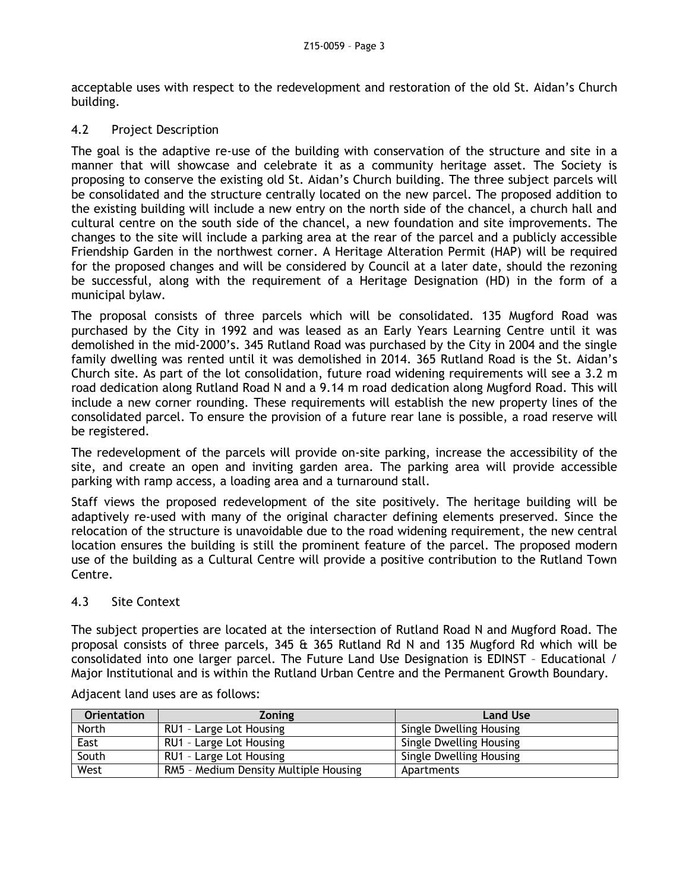acceptable uses with respect to the redevelopment and restoration of the old St. Aidan's Church building.

### 4.2 Project Description

The goal is the adaptive re-use of the building with conservation of the structure and site in a manner that will showcase and celebrate it as a community heritage asset. The Society is proposing to conserve the existing old St. Aidan's Church building. The three subject parcels will be consolidated and the structure centrally located on the new parcel. The proposed addition to the existing building will include a new entry on the north side of the chancel, a church hall and cultural centre on the south side of the chancel, a new foundation and site improvements. The changes to the site will include a parking area at the rear of the parcel and a publicly accessible Friendship Garden in the northwest corner. A Heritage Alteration Permit (HAP) will be required for the proposed changes and will be considered by Council at a later date, should the rezoning be successful, along with the requirement of a Heritage Designation (HD) in the form of a municipal bylaw.

The proposal consists of three parcels which will be consolidated. 135 Mugford Road was purchased by the City in 1992 and was leased as an Early Years Learning Centre until it was demolished in the mid-2000's. 345 Rutland Road was purchased by the City in 2004 and the single family dwelling was rented until it was demolished in 2014. 365 Rutland Road is the St. Aidan's Church site. As part of the lot consolidation, future road widening requirements will see a 3.2 m road dedication along Rutland Road N and a 9.14 m road dedication along Mugford Road. This will include a new corner rounding. These requirements will establish the new property lines of the consolidated parcel. To ensure the provision of a future rear lane is possible, a road reserve will be registered.

The redevelopment of the parcels will provide on-site parking, increase the accessibility of the site, and create an open and inviting garden area. The parking area will provide accessible parking with ramp access, a loading area and a turnaround stall.

Staff views the proposed redevelopment of the site positively. The heritage building will be adaptively re-used with many of the original character defining elements preserved. Since the relocation of the structure is unavoidable due to the road widening requirement, the new central location ensures the building is still the prominent feature of the parcel. The proposed modern use of the building as a Cultural Centre will provide a positive contribution to the Rutland Town Centre.

### 4.3 Site Context

The subject properties are located at the intersection of Rutland Road N and Mugford Road. The proposal consists of three parcels, 345 & 365 Rutland Rd N and 135 Mugford Rd which will be consolidated into one larger parcel. The Future Land Use Designation is EDINST – Educational / Major Institutional and is within the Rutland Urban Centre and the Permanent Growth Boundary.

Adjacent land uses are as follows:

| Orientation | Zoning | Land Use |
|---|---|---|
| North | RU1 – Large Lot Housing | Single Dwelling Housing |
| East | RU1 – Large Lot Housing | Single Dwelling Housing |
| South | RU1 – Large Lot Housing | Single Dwelling Housing |
| West | RM5 – Medium Density Multiple Housing | Apartments |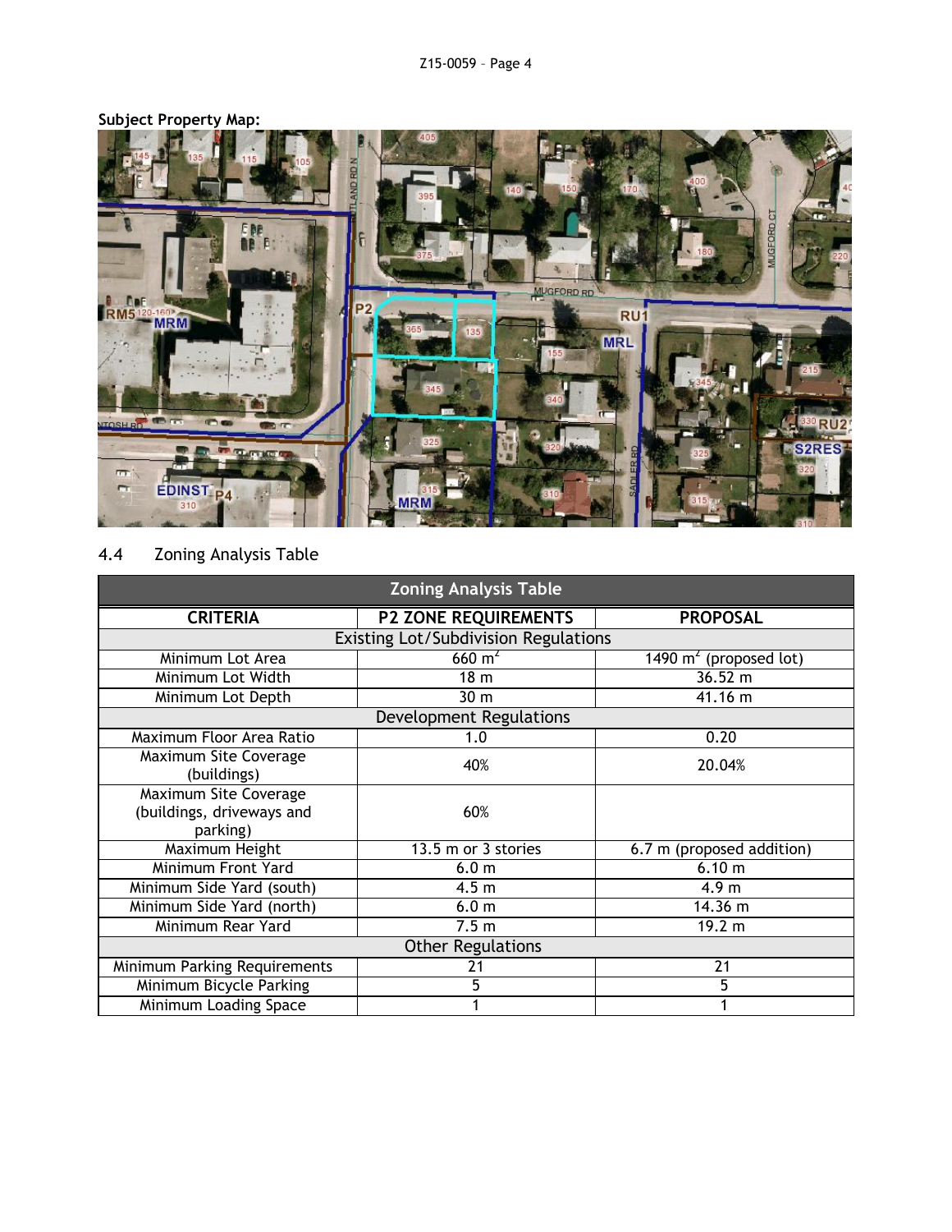**Subject Property Map:**

4.4 Zoning Analysis Table

| Zoning Analysis Table | | |
|---|---|---|
| **CRITERIA** | **P2 ZONE REQUIREMENTS** | **PROPOSAL** |
| Existing Lot/Subdivision Regulations | | |
| Minimum Lot Area | 660 $m^2$ | 1490 $m^2$ (proposed lot) |
| Minimum Lot Width | 18 m | 36.52 m |
| Minimum Lot Depth | 30 m | 41.16 m |
| Development Regulations | | |
| Maximum Floor Area Ratio | 1.0 | 0.20 |
| Maximum Site Coverage (buildings) | 40% | 20.04% |
| Maximum Site Coverage (buildings, driveways and parking) | 60% | |
| Maximum Height | 13.5 m or 3 stories | 6.7 m (proposed addition) |
| Minimum Front Yard | 6.0 m | 6.10 m |
| Minimum Side Yard (south) | 4.5 m | 4.9 m |
| Minimum Side Yard (north) | 6.0 m | 14.36 m |
| Minimum Rear Yard | 7.5 m | 19.2 m |
| Other Regulations | | |
| Minimum Parking Requirements | 21 | 21 |
| Minimum Bicycle Parking | 5 | 5 |
| Minimum Loading Space | 1 | 1 |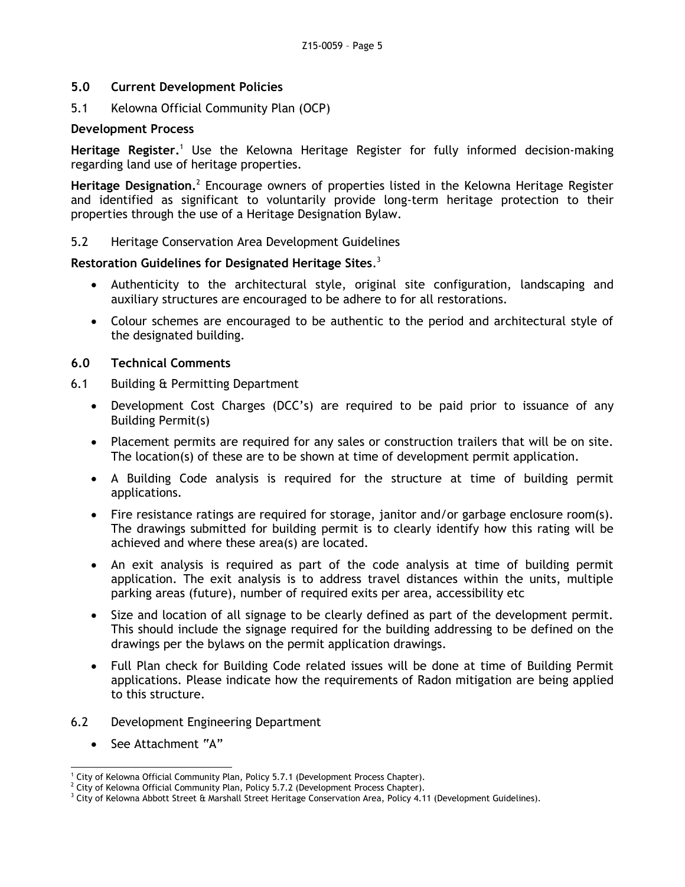## 5.0 Current Development Policies

5.1 Kelowna Official Community Plan (OCP)

**Development Process**

**Heritage Register.**[1] Use the Kelowna Heritage Register for fully informed decision-making regarding land use of heritage properties.

**Heritage Designation.**[2] Encourage owners of properties listed in the Kelowna Heritage Register and identified as significant to voluntarily provide long-term heritage protection to their properties through the use of a Heritage Designation Bylaw.

5.2 Heritage Conservation Area Development Guidelines

**Restoration Guidelines for Designated Heritage Sites**.[3]

- Authenticity to the architectural style, original site configuration, landscaping and auxiliary structures are encouraged to be adhere to for all restorations.
- Colour schemes are encouraged to be authentic to the period and architectural style of the designated building.

## 6.0 Technical Comments

6.1 Building & Permitting Department

- Development Cost Charges (DCC's) are required to be paid prior to issuance of any Building Permit(s)
- Placement permits are required for any sales or construction trailers that will be on site. The location(s) of these are to be shown at time of development permit application.
- A Building Code analysis is required for the structure at time of building permit applications.
- Fire resistance ratings are required for storage, janitor and/or garbage enclosure room(s). The drawings submitted for building permit is to clearly identify how this rating will be achieved and where these area(s) are located.
- An exit analysis is required as part of the code analysis at time of building permit application. The exit analysis is to address travel distances within the units, multiple parking areas (future), number of required exits per area, accessibility etc
- Size and location of all signage to be clearly defined as part of the development permit. This should include the signage required for the building addressing to be defined on the drawings per the bylaws on the permit application drawings.
- Full Plan check for Building Code related issues will be done at time of Building Permit applications. Please indicate how the requirements of Radon mitigation are being applied to this structure.

6.2 Development Engineering Department

- See Attachment "A"

---

[1] City of Kelowna Official Community Plan, Policy 5.7.1 (Development Process Chapter).

[2] City of Kelowna Official Community Plan, Policy 5.7.2 (Development Process Chapter).

[3] City of Kelowna Abbott Street & Marshall Street Heritage Conservation Area, Policy 4.11 (Development Guidelines).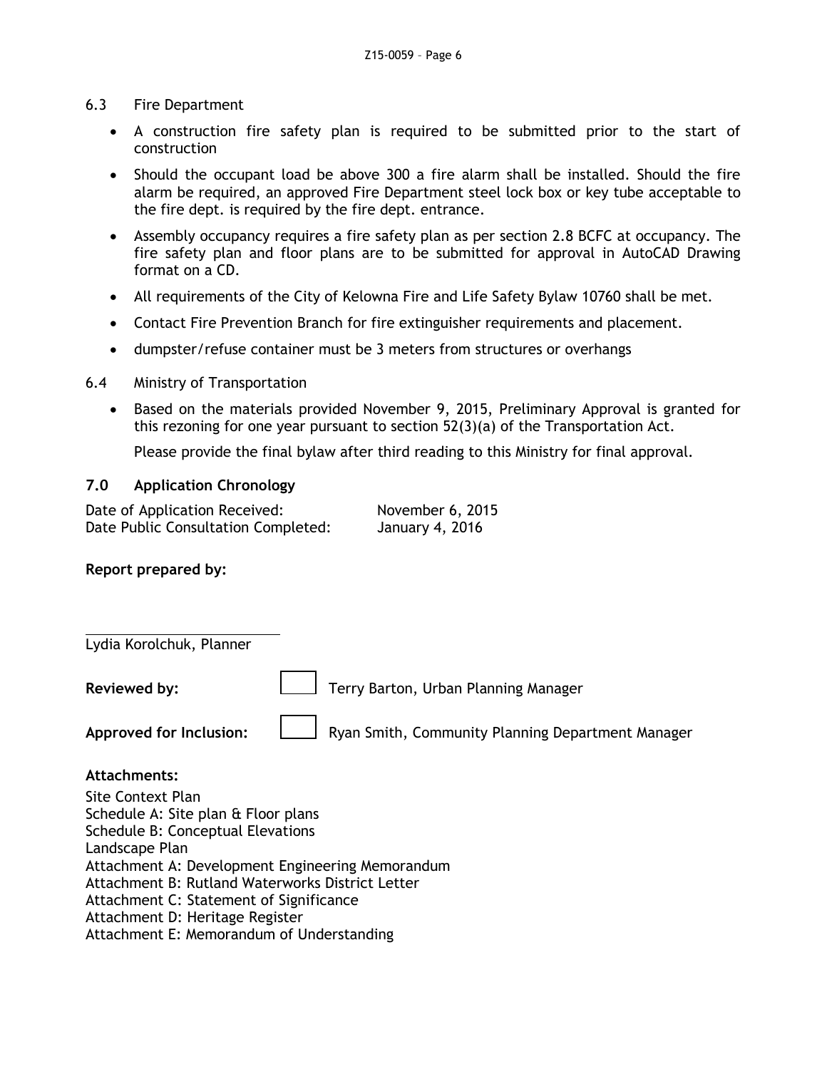6.3 Fire Department

- A construction fire safety plan is required to be submitted prior to the start of construction
- Should the occupant load be above 300 a fire alarm shall be installed. Should the fire alarm be required, an approved Fire Department steel lock box or key tube acceptable to the fire dept. is required by the fire dept. entrance.
- Assembly occupancy requires a fire safety plan as per section 2.8 BCFC at occupancy. The fire safety plan and floor plans are to be submitted for approval in AutoCAD Drawing format on a CD.
- All requirements of the City of Kelowna Fire and Life Safety Bylaw 10760 shall be met.
- Contact Fire Prevention Branch for fire extinguisher requirements and placement.
- dumpster/refuse container must be 3 meters from structures or overhangs

6.4 Ministry of Transportation

- Based on the materials provided November 9, 2015, Preliminary Approval is granted for this rezoning for one year pursuant to section 52(3)(a) of the Transportation Act.

  Please provide the final bylaw after third reading to this Ministry for final approval.

## 7.0 Application Chronology

| | |
|---|---|
| Date of Application Received: | November 6, 2015 |
| Date Public Consultation Completed: | January 4, 2016 |

**Report prepared by:**

Lydia Korolchuk, Planner

**Reviewed by:** ☐ Terry Barton, Urban Planning Manager

**Approved for Inclusion:** ☐ Ryan Smith, Community Planning Department Manager

**Attachments:**

Site Context Plan
Schedule A: Site plan & Floor plans
Schedule B: Conceptual Elevations
Landscape Plan
Attachment A: Development Engineering Memorandum
Attachment B: Rutland Waterworks District Letter
Attachment C: Statement of Significance
Attachment D: Heritage Register
Attachment E: Memorandum of Understanding